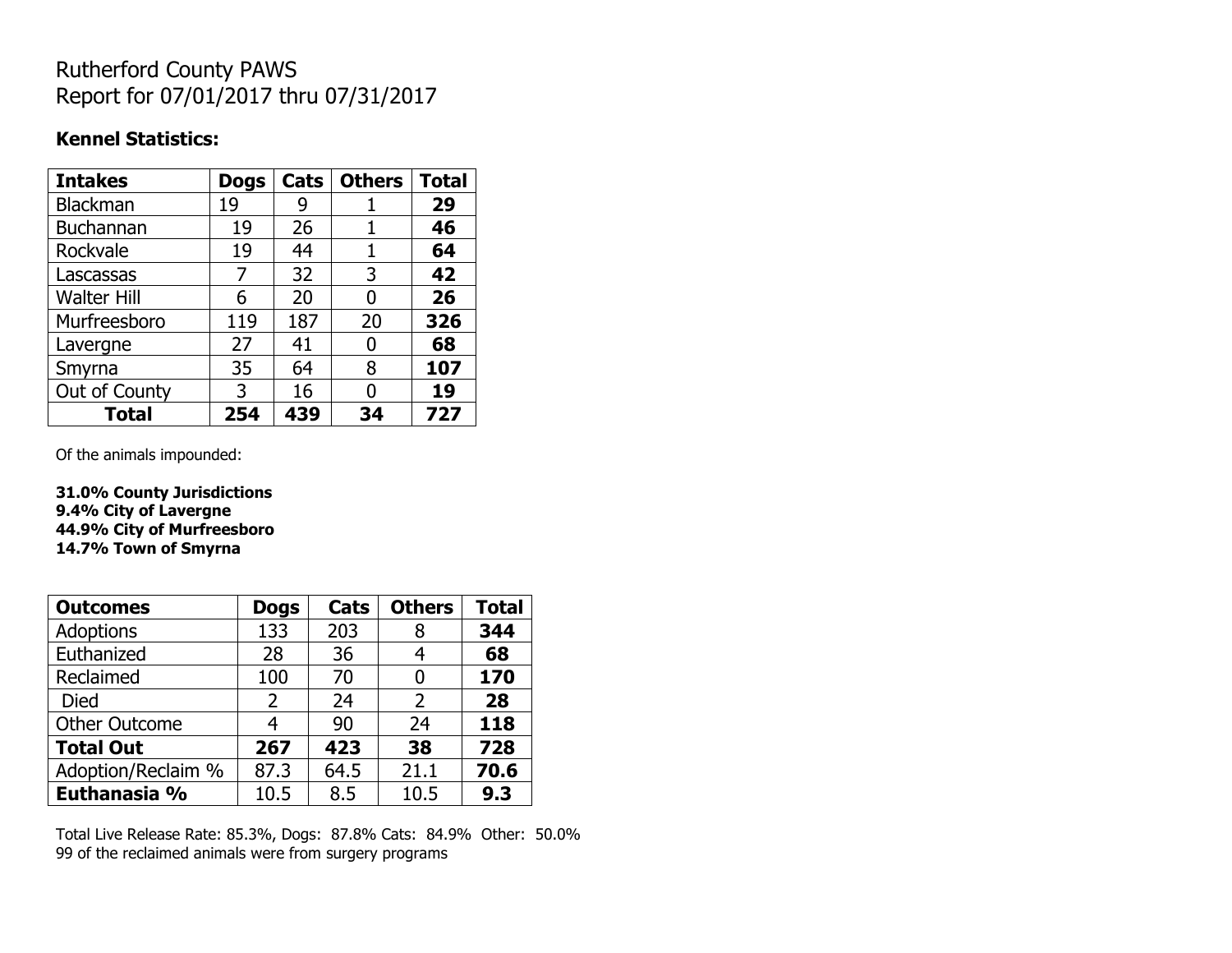# Rutherford County PAWS
Report for 07/01/2017 thru 07/31/2017

**Kennel Statistics:**

| Intakes | Dogs | Cats | Others | Total |
|---|---|---|---|---|
| Blackman | 19 | 9 | 1 | **29** |
| Buchannan | 19 | 26 | 1 | **46** |
| Rockvale | 19 | 44 | 1 | **64** |
| Lascassas | 7 | 32 | 3 | **42** |
| Walter Hill | 6 | 20 | 0 | **26** |
| Murfreesboro | 119 | 187 | 20 | **326** |
| Lavergne | 27 | 41 | 0 | **68** |
| Smyrna | 35 | 64 | 8 | **107** |
| Out of County | 3 | 16 | 0 | **19** |
| **Total** | **254** | **439** | **34** | **727** |

Of the animals impounded:

**31.0% County Jurisdictions**
**9.4% City of Lavergne**
**44.9% City of Murfreesboro**
**14.7% Town of Smyrna**

| Outcomes | Dogs | Cats | Others | Total |
|---|---|---|---|---|
| Adoptions | 133 | 203 | 8 | **344** |
| Euthanized | 28 | 36 | 4 | **68** |
| Reclaimed | 100 | 70 | 0 | **170** |
| Died | 2 | 24 | 2 | **28** |
| Other Outcome | 4 | 90 | 24 | **118** |
| **Total Out** | **267** | **423** | **38** | **728** |
| Adoption/Reclaim % | 87.3 | 64.5 | 21.1 | **70.6** |
| **Euthanasia %** | 10.5 | 8.5 | 10.5 | **9.3** |

Total Live Release Rate: 85.3%, Dogs: 87.8% Cats: 84.9% Other: 50.0%
99 of the reclaimed animals were from surgery programs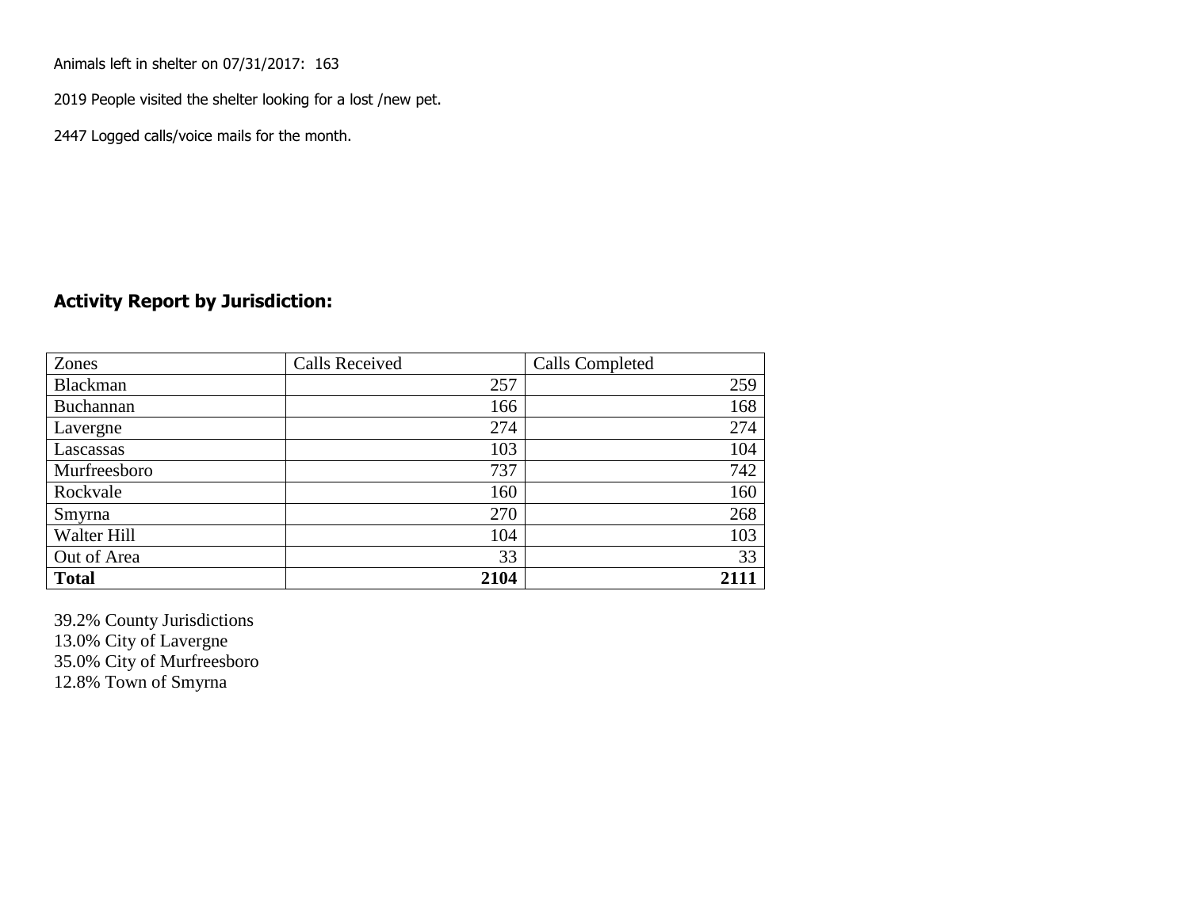Animals left in shelter on 07/31/2017: 163

2019 People visited the shelter looking for a lost /new pet.

2447 Logged calls/voice mails for the month.

## Activity Report by Jurisdiction:

| Zones | Calls Received | Calls Completed |
|---|---|---|
| Blackman | 257 | 259 |
| Buchannan | 166 | 168 |
| Lavergne | 274 | 274 |
| Lascassas | 103 | 104 |
| Murfreesboro | 737 | 742 |
| Rockvale | 160 | 160 |
| Smyrna | 270 | 268 |
| Walter Hill | 104 | 103 |
| Out of Area | 33 | 33 |
| **Total** | **2104** | **2111** |

39.2% County Jurisdictions
13.0% City of Lavergne
35.0% City of Murfreesboro
12.8% Town of Smyrna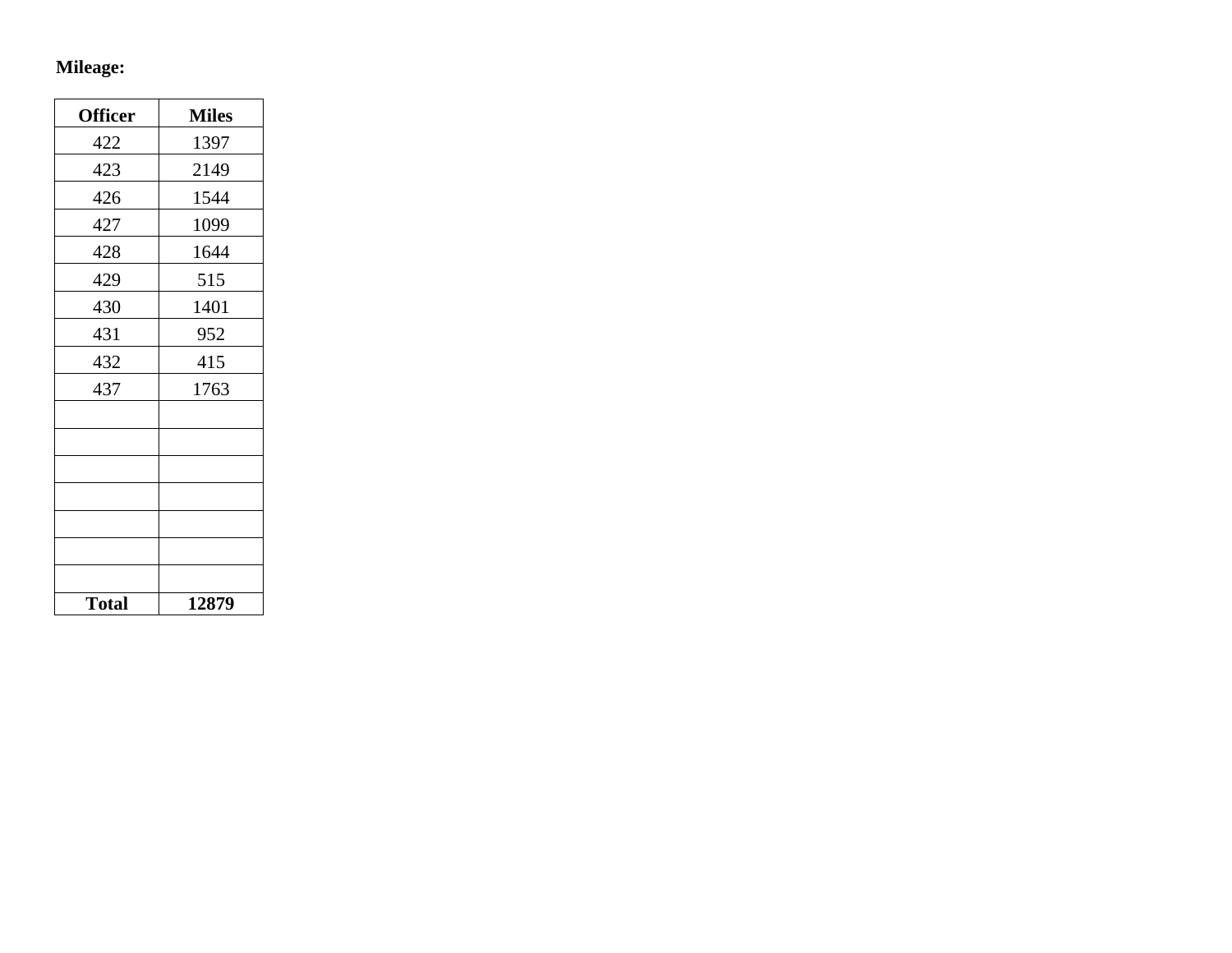**Mileage:**

| Officer | Miles |
|---|---|
| 422 | 1397 |
| 423 | 2149 |
| 426 | 1544 |
| 427 | 1099 |
| 428 | 1644 |
| 429 | 515 |
| 430 | 1401 |
| 431 | 952 |
| 432 | 415 |
| 437 | 1763 |
| | |
| | |
| | |
| | |
| | |
| | |
| | |
| **Total** | **12879** |